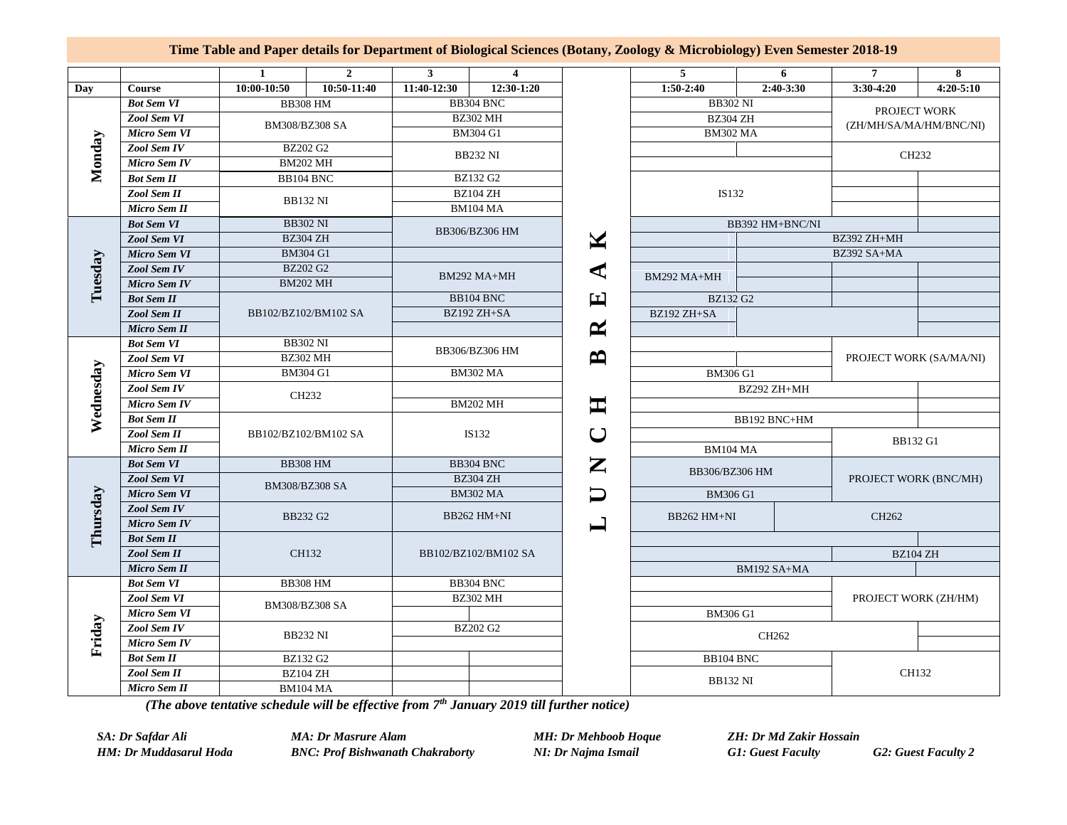## Time Table and Paper details for Department of Biological Sciences (Botany, Zoology & Microbiology) Even Semester 2018-19

| | | 1 | 2 | 3 | 4 | | 5 | 6 | 7 | 8 |
|---|---|---|---|---|---|---|---|---|---|---|
| **Day** | **Course** | **10:00-10:50** | **10:50-11:40** | **11:40-12:30** | **12:30-1:20** | | **1:50-2:40** | **2:40-3:30** | **3:30-4:20** | **4:20-5:10** |
| **Monday** | *Bot Sem VI* | BB308 HM | | BB304 BNC | | L | BB302 NI | | PROJECT WORK (ZH/MH/SA/MA/HM/BNC/NI) | |
| | *Zool Sem VI* | BM308/BZ308 SA | | BZ302 MH | | U | BZ304 ZH | | | |
| | *Micro Sem VI* | | | BM304 G1 | | N | BM302 MA | | | |
| | *Zool Sem IV* | BZ202 G2 | | BB232 NI | | C | | | CH232 | |
| | *Micro Sem IV* | BM202 MH | | | | H | | | | |
| | *Bot Sem II* | BB104 BNC | | BZ132 G2 | | | IS132 | | | |
| | *Zool Sem II* | BB132 NI | | BZ104 ZH | | B | | | | |
| | *Micro Sem II* | | | BM104 MA | | R | | | | |
| **Tuesday** | *Bot Sem VI* | BB302 NI | | BB306/BZ306 HM | | E | BB392 HM+BNC/NI | | | |
| | *Zool Sem VI* | BZ304 ZH | | | | A | | BZ392 ZH+MH | | |
| | *Micro Sem VI* | BM304 G1 | | | | K | | BZ392 SA+MA | | |
| | *Zool Sem IV* | BZ202 G2 | | BM292 MA+MH | | | BM292 MA+MH | | | |
| | *Micro Sem IV* | BM202 MH | | | | | | | | |
| | *Bot Sem II* | BB102/BZ102/BM102 SA | | BB104 BNC | | | BZ132 G2 | | | |
| | *Zool Sem II* | | | BZ192 ZH+SA | | | BZ192 ZH+SA | | | |
| | *Micro Sem II* | | | | | | | | | |
| **Wednesday** | *Bot Sem VI* | BB302 NI | | BB306/BZ306 HM | | | | | PROJECT WORK (SA/MA/NI) | |
| | *Zool Sem VI* | BZ302 MH | | | | | | | | |
| | *Micro Sem VI* | BM304 G1 | | BM302 MA | | | BM306 G1 | | | |
| | *Zool Sem IV* | CH232 | | | | | BZ292 ZH+MH | | | |
| | *Micro Sem IV* | | | BM202 MH | | | | | | |
| | *Bot Sem II* | BB102/BZ102/BM102 SA | | IS132 | | | BB192 BNC+HM | | | |
| | *Zool Sem II* | | | | | | | | BB132 G1 | |
| | *Micro Sem II* | | | | | | BM104 MA | | | |
| **Thursday** | *Bot Sem VI* | BB308 HM | | BB304 BNC | | | BB306/BZ306 HM | | PROJECT WORK (BNC/MH) | |
| | *Zool Sem VI* | BM308/BZ308 SA | | BZ304 ZH | | | | | | |
| | *Micro Sem VI* | | | BM302 MA | | | BM306 G1 | | | |
| | *Zool Sem IV* | BB232 G2 | | BB262 HM+NI | | | BB262 HM+NI | CH262 | | |
| | *Micro Sem IV* | | | | | | | | | |
| | *Bot Sem II* | CH132 | | BB102/BZ102/BM102 SA | | | | | | |
| | *Zool Sem II* | | | | | | | | BZ104 ZH | |
| | *Micro Sem II* | | | | | | BM192 SA+MA | | | |
| **Friday** | *Bot Sem VI* | BB308 HM | | BB304 BNC | | | | | PROJECT WORK (ZH/HM) | |
| | *Zool Sem VI* | BM308/BZ308 SA | | BZ302 MH | | | | | | |
| | *Micro Sem VI* | | | | | | BM306 G1 | | | |
| | *Zool Sem IV* | BB232 NI | | BZ202 G2 | | | CH262 | | | |
| | *Micro Sem IV* | | | | | | | | | |
| | *Bot Sem II* | BZ132 G2 | | | | | BB104 BNC | | CH132 | |
| | *Zool Sem II* | BZ104 ZH | | | | | BB132 NI | | | |
| | *Micro Sem II* | BM104 MA | | | | | | | | |

*(The above tentative schedule will be effective from 7th January 2019 till further notice)*

*SA: Dr Safdar Ali* | *MA: Dr Masrure Alam* | *MH: Dr Mehboob Hoque* | *ZH: Dr Md Zakir Hossain*

*HM: Dr Muddasarul Hoda* | *BNC: Prof Bishwanath Chakraborty* | *NI: Dr Najma Ismail* | *G1: Guest Faculty* | *G2: Guest Faculty 2*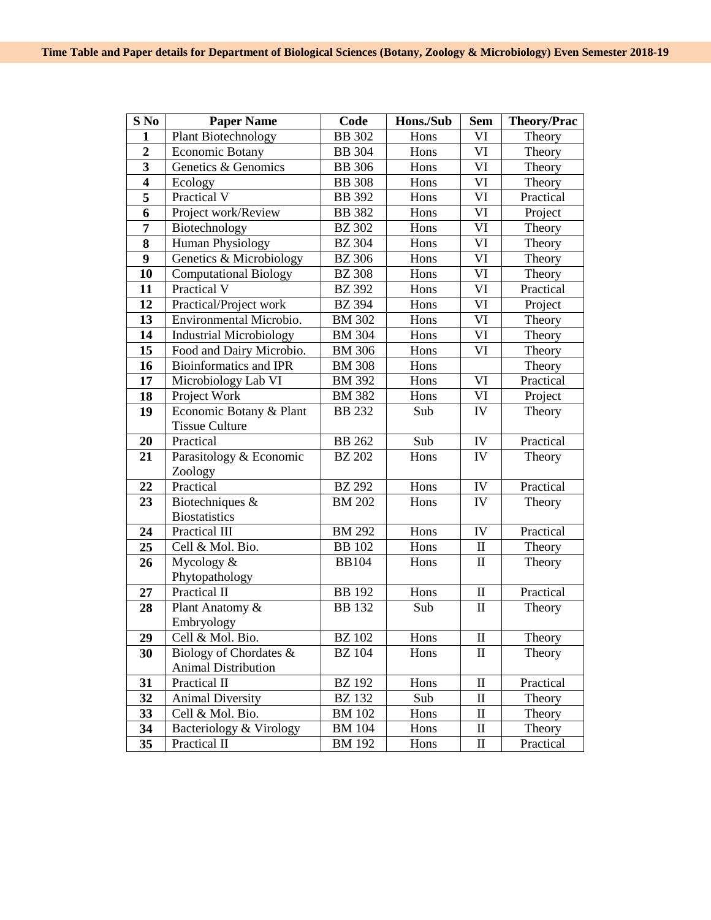**Time Table and Paper details for Department of Biological Sciences (Botany, Zoology & Microbiology) Even Semester 2018-19**

| S No | Paper Name | Code | Hons./Sub | Sem | Theory/Prac |
|---|---|---|---|---|---|
| 1 | Plant Biotechnology | BB 302 | Hons | VI | Theory |
| 2 | Economic Botany | BB 304 | Hons | VI | Theory |
| 3 | Genetics & Genomics | BB 306 | Hons | VI | Theory |
| 4 | Ecology | BB 308 | Hons | VI | Theory |
| 5 | Practical V | BB 392 | Hons | VI | Practical |
| 6 | Project work/Review | BB 382 | Hons | VI | Project |
| 7 | Biotechnology | BZ 302 | Hons | VI | Theory |
| 8 | Human Physiology | BZ 304 | Hons | VI | Theory |
| 9 | Genetics & Microbiology | BZ 306 | Hons | VI | Theory |
| 10 | Computational Biology | BZ 308 | Hons | VI | Theory |
| 11 | Practical V | BZ 392 | Hons | VI | Practical |
| 12 | Practical/Project work | BZ 394 | Hons | VI | Project |
| 13 | Environmental Microbio. | BM 302 | Hons | VI | Theory |
| 14 | Industrial Microbiology | BM 304 | Hons | VI | Theory |
| 15 | Food and Dairy Microbio. | BM 306 | Hons | VI | Theory |
| 16 | Bioinformatics and IPR | BM 308 | Hons | | Theory |
| 17 | Microbiology Lab VI | BM 392 | Hons | VI | Practical |
| 18 | Project Work | BM 382 | Hons | VI | Project |
| 19 | Economic Botany & Plant Tissue Culture | BB 232 | Sub | IV | Theory |
| 20 | Practical | BB 262 | Sub | IV | Practical |
| 21 | Parasitology & Economic Zoology | BZ 202 | Hons | IV | Theory |
| 22 | Practical | BZ 292 | Hons | IV | Practical |
| 23 | Biotechniques & Biostatistics | BM 202 | Hons | IV | Theory |
| 24 | Practical III | BM 292 | Hons | IV | Practical |
| 25 | Cell & Mol. Bio. | BB 102 | Hons | II | Theory |
| 26 | Mycology & Phytopathology | BB104 | Hons | II | Theory |
| 27 | Practical II | BB 192 | Hons | II | Practical |
| 28 | Plant Anatomy & Embryology | BB 132 | Sub | II | Theory |
| 29 | Cell & Mol. Bio. | BZ 102 | Hons | II | Theory |
| 30 | Biology of Chordates & Animal Distribution | BZ 104 | Hons | II | Theory |
| 31 | Practical II | BZ 192 | Hons | II | Practical |
| 32 | Animal Diversity | BZ 132 | Sub | II | Theory |
| 33 | Cell & Mol. Bio. | BM 102 | Hons | II | Theory |
| 34 | Bacteriology & Virology | BM 104 | Hons | II | Theory |
| 35 | Practical II | BM 192 | Hons | II | Practical |